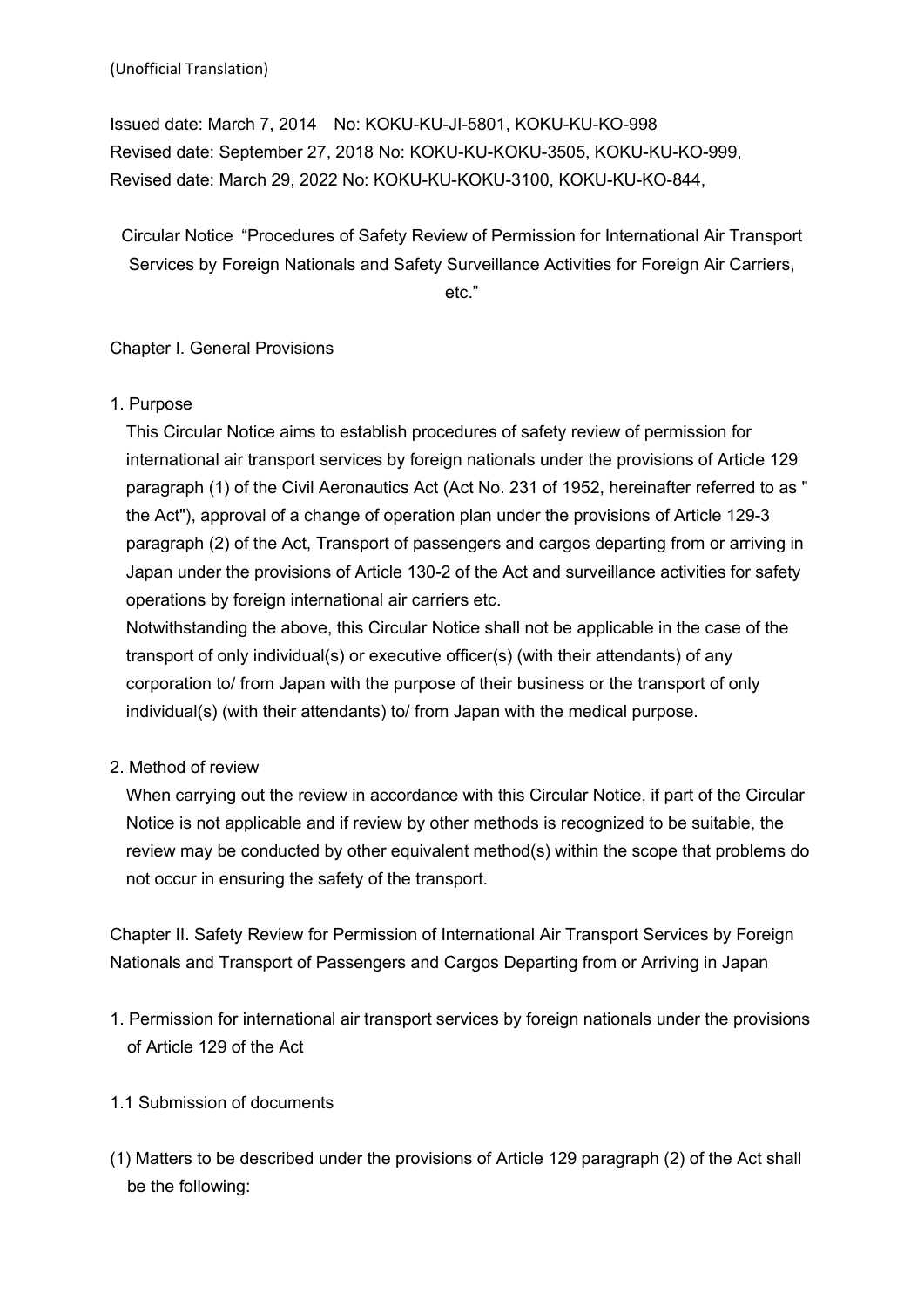(Unofficial Translation)

Issued date: March 7, 2014 No: KOKU-KU-JI-5801, KOKU-KU-KO-998
Revised date: September 27, 2018 No: KOKU-KU-KOKU-3505, KOKU-KU-KO-999,
Revised date: March 29, 2022 No: KOKU-KU-KOKU-3100, KOKU-KU-KO-844,

# Circular Notice "Procedures of Safety Review of Permission for International Air Transport Services by Foreign Nationals and Safety Surveillance Activities for Foreign Air Carriers, etc."

## Chapter I. General Provisions

### 1. Purpose

This Circular Notice aims to establish procedures of safety review of permission for international air transport services by foreign nationals under the provisions of Article 129 paragraph (1) of the Civil Aeronautics Act (Act No. 231 of 1952, hereinafter referred to as " the Act"), approval of a change of operation plan under the provisions of Article 129-3 paragraph (2) of the Act, Transport of passengers and cargos departing from or arriving in Japan under the provisions of Article 130-2 of the Act and surveillance activities for safety operations by foreign international air carriers etc.

Notwithstanding the above, this Circular Notice shall not be applicable in the case of the transport of only individual(s) or executive officer(s) (with their attendants) of any corporation to/ from Japan with the purpose of their business or the transport of only individual(s) (with their attendants) to/ from Japan with the medical purpose.

### 2. Method of review

When carrying out the review in accordance with this Circular Notice, if part of the Circular Notice is not applicable and if review by other methods is recognized to be suitable, the review may be conducted by other equivalent method(s) within the scope that problems do not occur in ensuring the safety of the transport.

## Chapter II. Safety Review for Permission of International Air Transport Services by Foreign Nationals and Transport of Passengers and Cargos Departing from or Arriving in Japan

### 1. Permission for international air transport services by foreign nationals under the provisions of Article 129 of the Act

#### 1.1 Submission of documents

(1) Matters to be described under the provisions of Article 129 paragraph (2) of the Act shall be the following: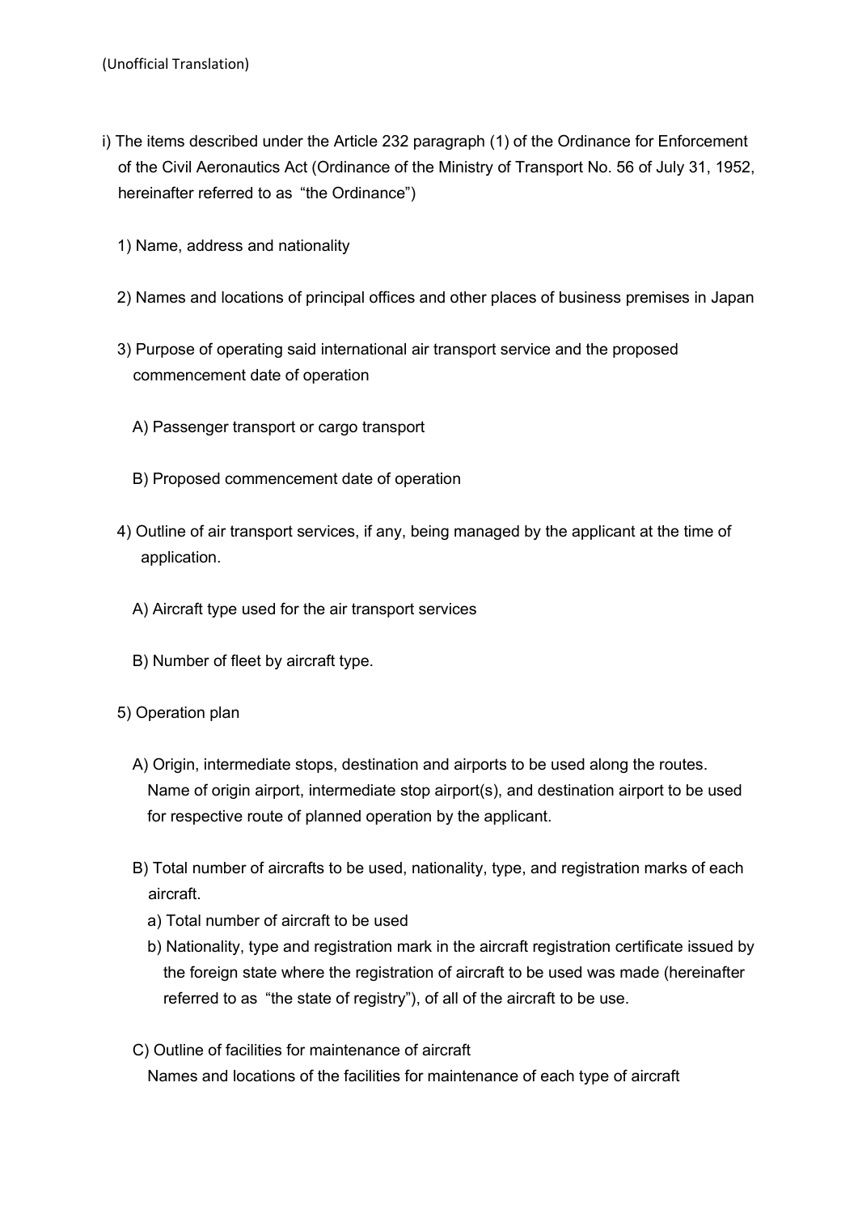(Unofficial Translation)

i) The items described under the Article 232 paragraph (1) of the Ordinance for Enforcement of the Civil Aeronautics Act (Ordinance of the Ministry of Transport No. 56 of July 31, 1952, hereinafter referred to as "the Ordinance")

1) Name, address and nationality

2) Names and locations of principal offices and other places of business premises in Japan

3) Purpose of operating said international air transport service and the proposed commencement date of operation

A) Passenger transport or cargo transport

B) Proposed commencement date of operation

4) Outline of air transport services, if any, being managed by the applicant at the time of application.

A) Aircraft type used for the air transport services

B) Number of fleet by aircraft type.

5) Operation plan

A) Origin, intermediate stops, destination and airports to be used along the routes.
Name of origin airport, intermediate stop airport(s), and destination airport to be used for respective route of planned operation by the applicant.

B) Total number of aircrafts to be used, nationality, type, and registration marks of each aircraft.

a) Total number of aircraft to be used

b) Nationality, type and registration mark in the aircraft registration certificate issued by the foreign state where the registration of aircraft to be used was made (hereinafter referred to as "the state of registry"), of all of the aircraft to be use.

C) Outline of facilities for maintenance of aircraft
Names and locations of the facilities for maintenance of each type of aircraft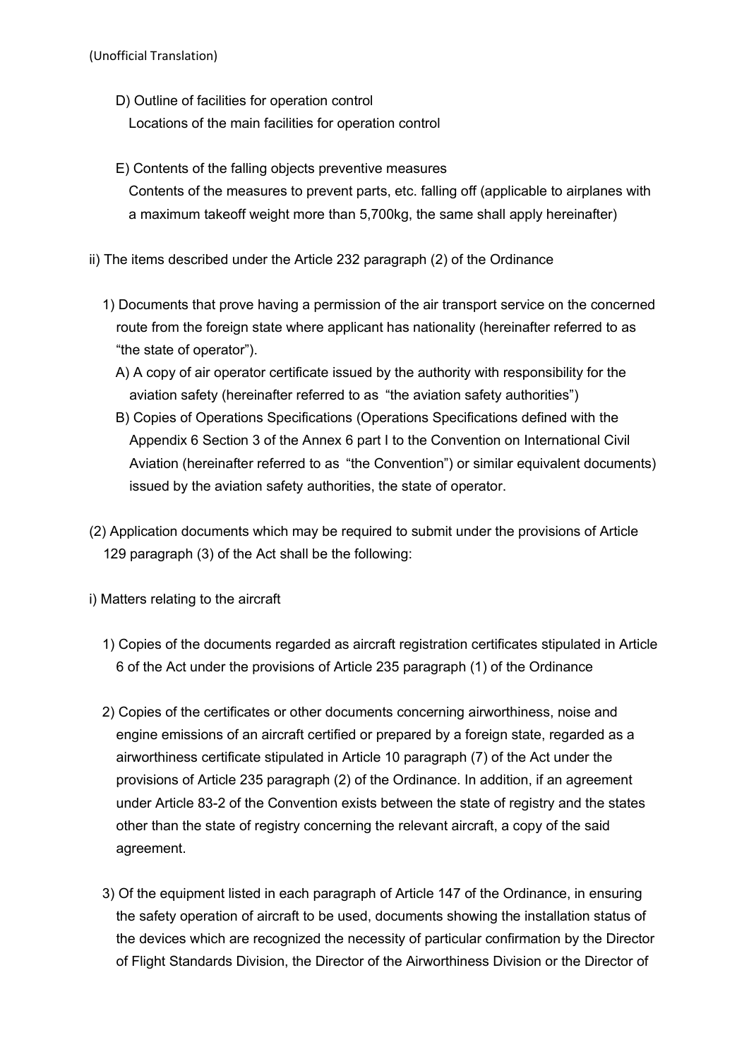(Unofficial Translation)

D) Outline of facilities for operation control
Locations of the main facilities for operation control

E) Contents of the falling objects preventive measures
Contents of the measures to prevent parts, etc. falling off (applicable to airplanes with a maximum takeoff weight more than 5,700kg, the same shall apply hereinafter)

ii) The items described under the Article 232 paragraph (2) of the Ordinance

1) Documents that prove having a permission of the air transport service on the concerned route from the foreign state where applicant has nationality (hereinafter referred to as "the state of operator").

A) A copy of air operator certificate issued by the authority with responsibility for the aviation safety (hereinafter referred to as "the aviation safety authorities")

B) Copies of Operations Specifications (Operations Specifications defined with the Appendix 6 Section 3 of the Annex 6 part I to the Convention on International Civil Aviation (hereinafter referred to as "the Convention") or similar equivalent documents) issued by the aviation safety authorities, the state of operator.

(2) Application documents which may be required to submit under the provisions of Article 129 paragraph (3) of the Act shall be the following:

i) Matters relating to the aircraft

1) Copies of the documents regarded as aircraft registration certificates stipulated in Article 6 of the Act under the provisions of Article 235 paragraph (1) of the Ordinance

2) Copies of the certificates or other documents concerning airworthiness, noise and engine emissions of an aircraft certified or prepared by a foreign state, regarded as a airworthiness certificate stipulated in Article 10 paragraph (7) of the Act under the provisions of Article 235 paragraph (2) of the Ordinance. In addition, if an agreement under Article 83-2 of the Convention exists between the state of registry and the states other than the state of registry concerning the relevant aircraft, a copy of the said agreement.

3) Of the equipment listed in each paragraph of Article 147 of the Ordinance, in ensuring the safety operation of aircraft to be used, documents showing the installation status of the devices which are recognized the necessity of particular confirmation by the Director of Flight Standards Division, the Director of the Airworthiness Division or the Director of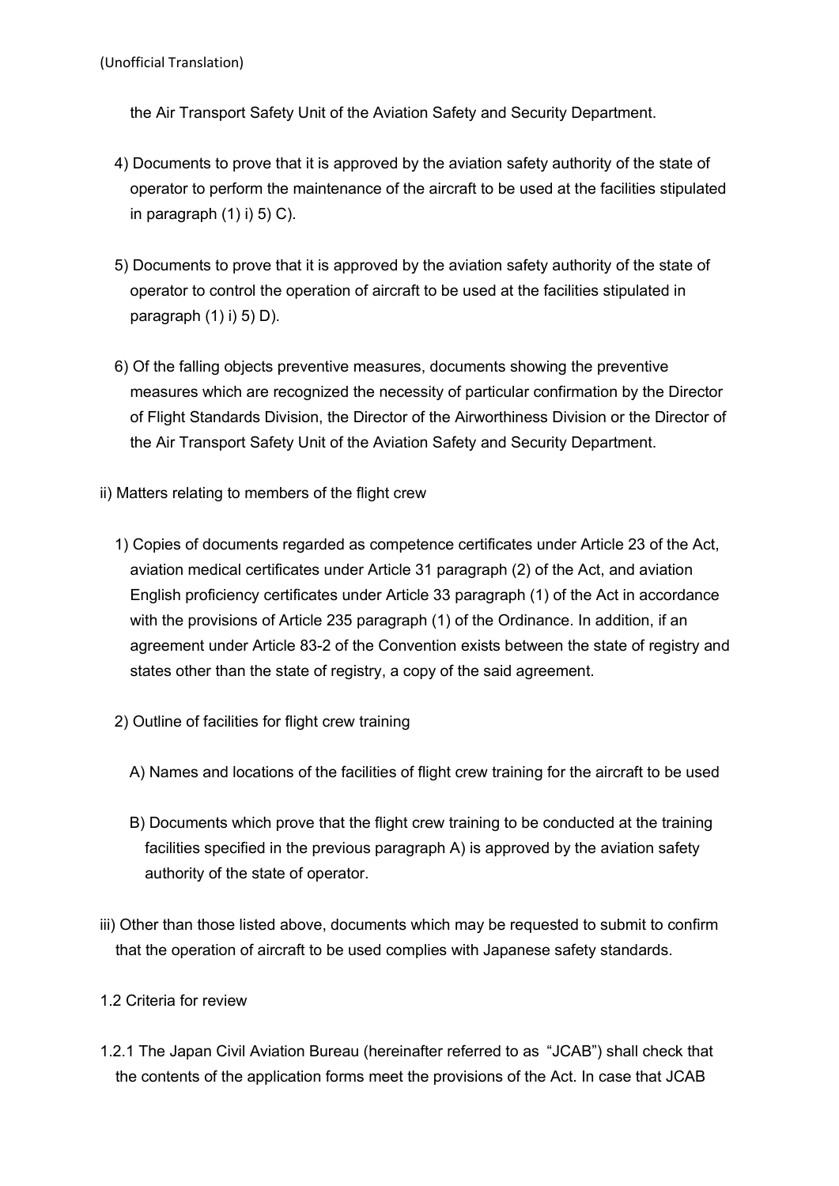the Air Transport Safety Unit of the Aviation Safety and Security Department.

4) Documents to prove that it is approved by the aviation safety authority of the state of operator to perform the maintenance of the aircraft to be used at the facilities stipulated in paragraph (1) i) 5) C).

5) Documents to prove that it is approved by the aviation safety authority of the state of operator to control the operation of aircraft to be used at the facilities stipulated in paragraph (1) i) 5) D).

6) Of the falling objects preventive measures, documents showing the preventive measures which are recognized the necessity of particular confirmation by the Director of Flight Standards Division, the Director of the Airworthiness Division or the Director of the Air Transport Safety Unit of the Aviation Safety and Security Department.

ii) Matters relating to members of the flight crew

1) Copies of documents regarded as competence certificates under Article 23 of the Act, aviation medical certificates under Article 31 paragraph (2) of the Act, and aviation English proficiency certificates under Article 33 paragraph (1) of the Act in accordance with the provisions of Article 235 paragraph (1) of the Ordinance. In addition, if an agreement under Article 83-2 of the Convention exists between the state of registry and states other than the state of registry, a copy of the said agreement.

2) Outline of facilities for flight crew training

A) Names and locations of the facilities of flight crew training for the aircraft to be used

B) Documents which prove that the flight crew training to be conducted at the training facilities specified in the previous paragraph A) is approved by the aviation safety authority of the state of operator.

iii) Other than those listed above, documents which may be requested to submit to confirm that the operation of aircraft to be used complies with Japanese safety standards.

1.2 Criteria for review

1.2.1 The Japan Civil Aviation Bureau (hereinafter referred to as "JCAB") shall check that the contents of the application forms meet the provisions of the Act. In case that JCAB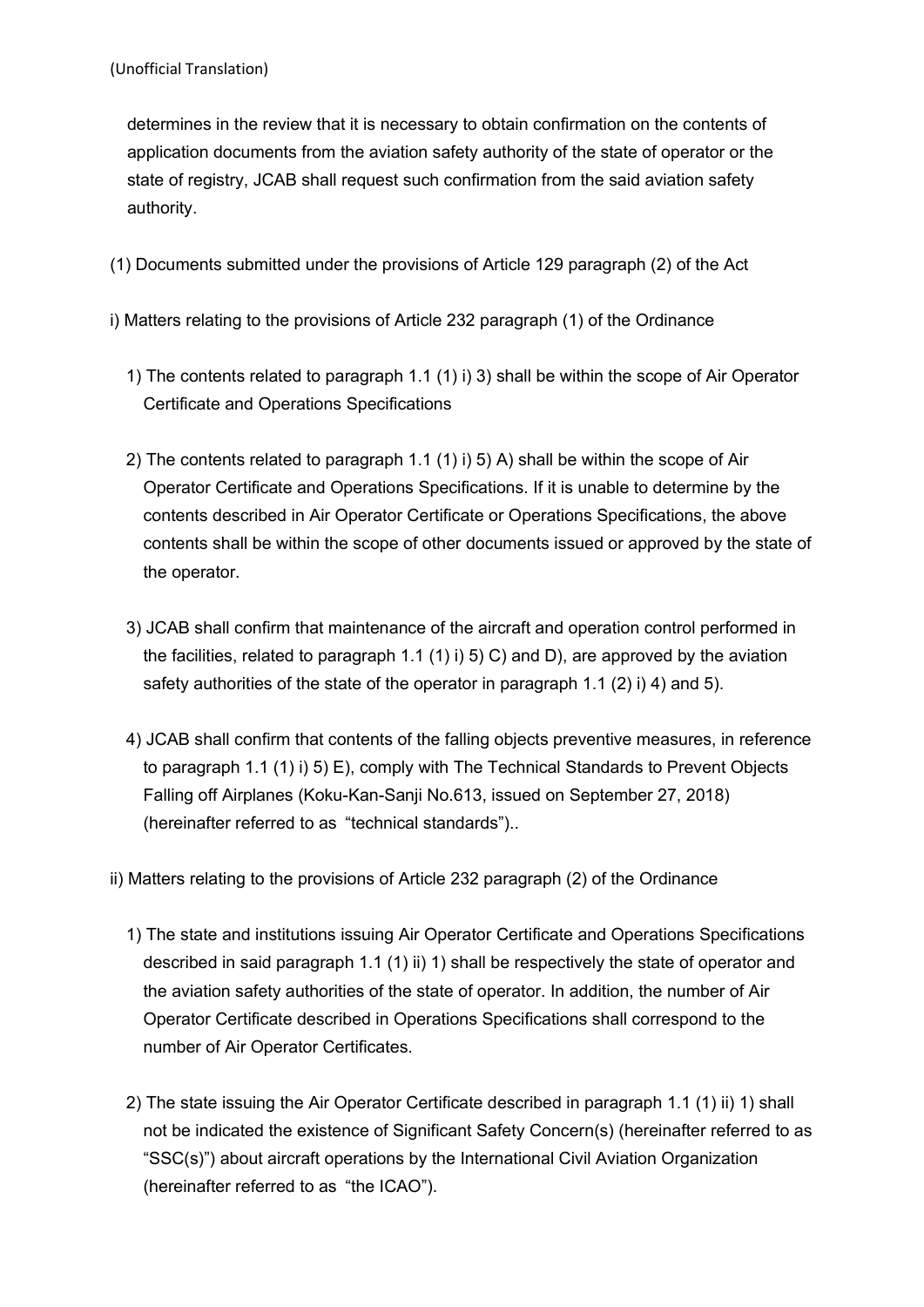(Unofficial Translation)

determines in the review that it is necessary to obtain confirmation on the contents of application documents from the aviation safety authority of the state of operator or the state of registry, JCAB shall request such confirmation from the said aviation safety authority.

(1) Documents submitted under the provisions of Article 129 paragraph (2) of the Act

i) Matters relating to the provisions of Article 232 paragraph (1) of the Ordinance

1) The contents related to paragraph 1.1 (1) i) 3) shall be within the scope of Air Operator Certificate and Operations Specifications

2) The contents related to paragraph 1.1 (1) i) 5) A) shall be within the scope of Air Operator Certificate and Operations Specifications. If it is unable to determine by the contents described in Air Operator Certificate or Operations Specifications, the above contents shall be within the scope of other documents issued or approved by the state of the operator.

3) JCAB shall confirm that maintenance of the aircraft and operation control performed in the facilities, related to paragraph 1.1 (1) i) 5) C) and D), are approved by the aviation safety authorities of the state of the operator in paragraph 1.1 (2) i) 4) and 5).

4) JCAB shall confirm that contents of the falling objects preventive measures, in reference to paragraph 1.1 (1) i) 5) E), comply with The Technical Standards to Prevent Objects Falling off Airplanes (Koku-Kan-Sanji No.613, issued on September 27, 2018) (hereinafter referred to as "technical standards")..

ii) Matters relating to the provisions of Article 232 paragraph (2) of the Ordinance

1) The state and institutions issuing Air Operator Certificate and Operations Specifications described in said paragraph 1.1 (1) ii) 1) shall be respectively the state of operator and the aviation safety authorities of the state of operator. In addition, the number of Air Operator Certificate described in Operations Specifications shall correspond to the number of Air Operator Certificates.

2) The state issuing the Air Operator Certificate described in paragraph 1.1 (1) ii) 1) shall not be indicated the existence of Significant Safety Concern(s) (hereinafter referred to as "SSC(s)") about aircraft operations by the International Civil Aviation Organization (hereinafter referred to as "the ICAO").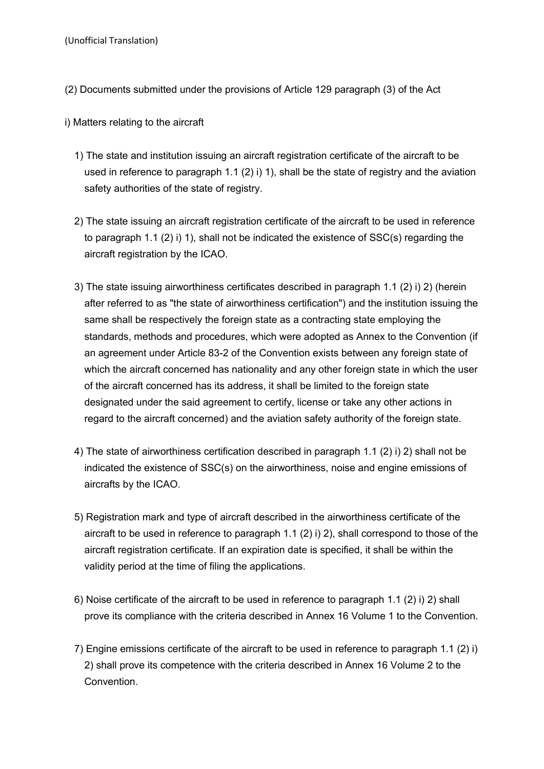(Unofficial Translation)

(2) Documents submitted under the provisions of Article 129 paragraph (3) of the Act

i) Matters relating to the aircraft

1) The state and institution issuing an aircraft registration certificate of the aircraft to be used in reference to paragraph 1.1 (2) i) 1), shall be the state of registry and the aviation safety authorities of the state of registry.

2) The state issuing an aircraft registration certificate of the aircraft to be used in reference to paragraph 1.1 (2) i) 1), shall not be indicated the existence of SSC(s) regarding the aircraft registration by the ICAO.

3) The state issuing airworthiness certificates described in paragraph 1.1 (2) i) 2) (herein after referred to as "the state of airworthiness certification") and the institution issuing the same shall be respectively the foreign state as a contracting state employing the standards, methods and procedures, which were adopted as Annex to the Convention (if an agreement under Article 83-2 of the Convention exists between any foreign state of which the aircraft concerned has nationality and any other foreign state in which the user of the aircraft concerned has its address, it shall be limited to the foreign state designated under the said agreement to certify, license or take any other actions in regard to the aircraft concerned) and the aviation safety authority of the foreign state.

4) The state of airworthiness certification described in paragraph 1.1 (2) i) 2) shall not be indicated the existence of SSC(s) on the airworthiness, noise and engine emissions of aircrafts by the ICAO.

5) Registration mark and type of aircraft described in the airworthiness certificate of the aircraft to be used in reference to paragraph 1.1 (2) i) 2), shall correspond to those of the aircraft registration certificate. If an expiration date is specified, it shall be within the validity period at the time of filing the applications.

6) Noise certificate of the aircraft to be used in reference to paragraph 1.1 (2) i) 2) shall prove its compliance with the criteria described in Annex 16 Volume 1 to the Convention.

7) Engine emissions certificate of the aircraft to be used in reference to paragraph 1.1 (2) i) 2) shall prove its competence with the criteria described in Annex 16 Volume 2 to the Convention.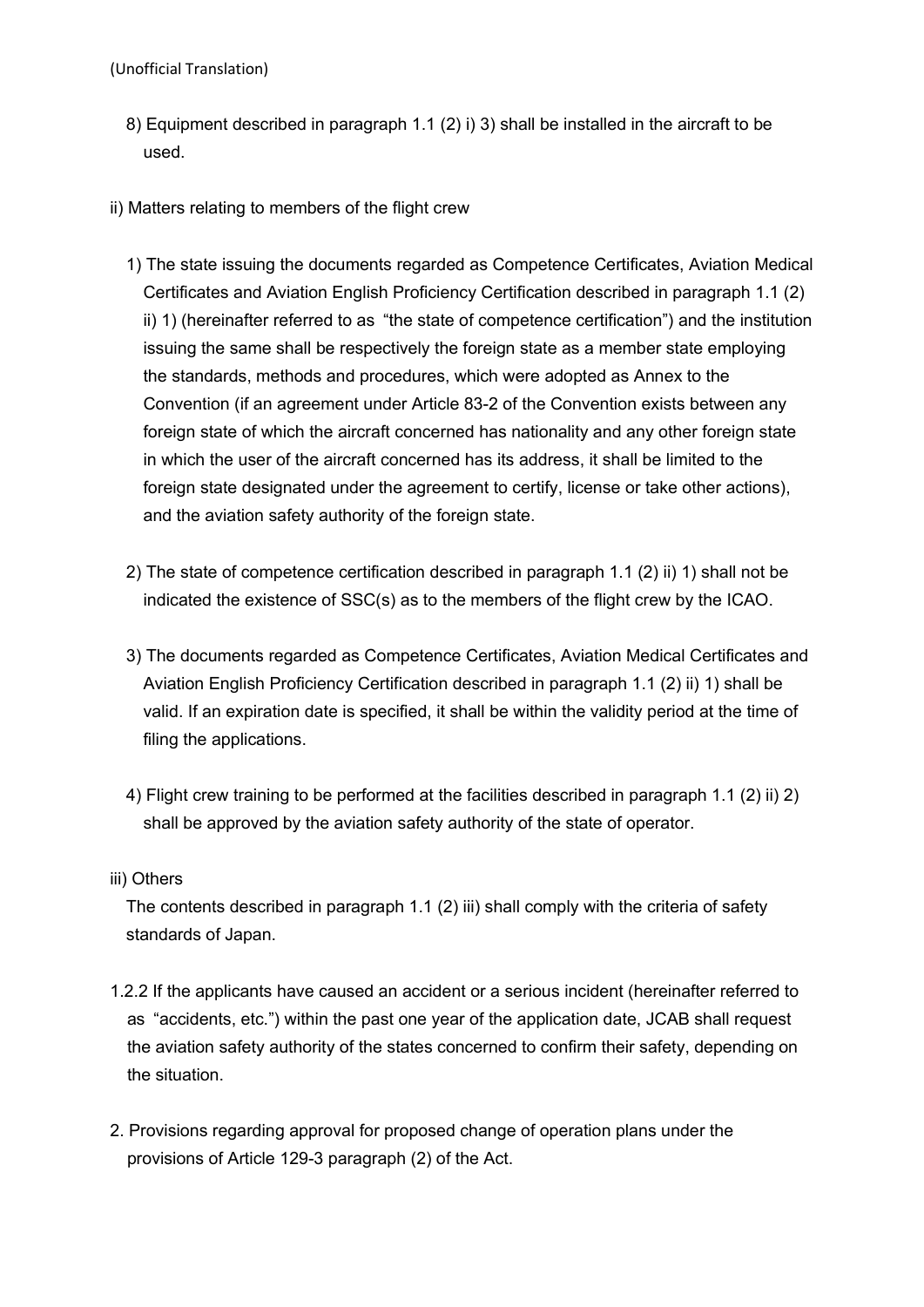8) Equipment described in paragraph 1.1 (2) i) 3) shall be installed in the aircraft to be used.

ii) Matters relating to members of the flight crew

1) The state issuing the documents regarded as Competence Certificates, Aviation Medical Certificates and Aviation English Proficiency Certification described in paragraph 1.1 (2) ii) 1) (hereinafter referred to as "the state of competence certification") and the institution issuing the same shall be respectively the foreign state as a member state employing the standards, methods and procedures, which were adopted as Annex to the Convention (if an agreement under Article 83-2 of the Convention exists between any foreign state of which the aircraft concerned has nationality and any other foreign state in which the user of the aircraft concerned has its address, it shall be limited to the foreign state designated under the agreement to certify, license or take other actions), and the aviation safety authority of the foreign state.

2) The state of competence certification described in paragraph 1.1 (2) ii) 1) shall not be indicated the existence of SSC(s) as to the members of the flight crew by the ICAO.

3) The documents regarded as Competence Certificates, Aviation Medical Certificates and Aviation English Proficiency Certification described in paragraph 1.1 (2) ii) 1) shall be valid. If an expiration date is specified, it shall be within the validity period at the time of filing the applications.

4) Flight crew training to be performed at the facilities described in paragraph 1.1 (2) ii) 2) shall be approved by the aviation safety authority of the state of operator.

iii) Others

The contents described in paragraph 1.1 (2) iii) shall comply with the criteria of safety standards of Japan.

1.2.2 If the applicants have caused an accident or a serious incident (hereinafter referred to as "accidents, etc.") within the past one year of the application date, JCAB shall request the aviation safety authority of the states concerned to confirm their safety, depending on the situation.

2. Provisions regarding approval for proposed change of operation plans under the provisions of Article 129-3 paragraph (2) of the Act.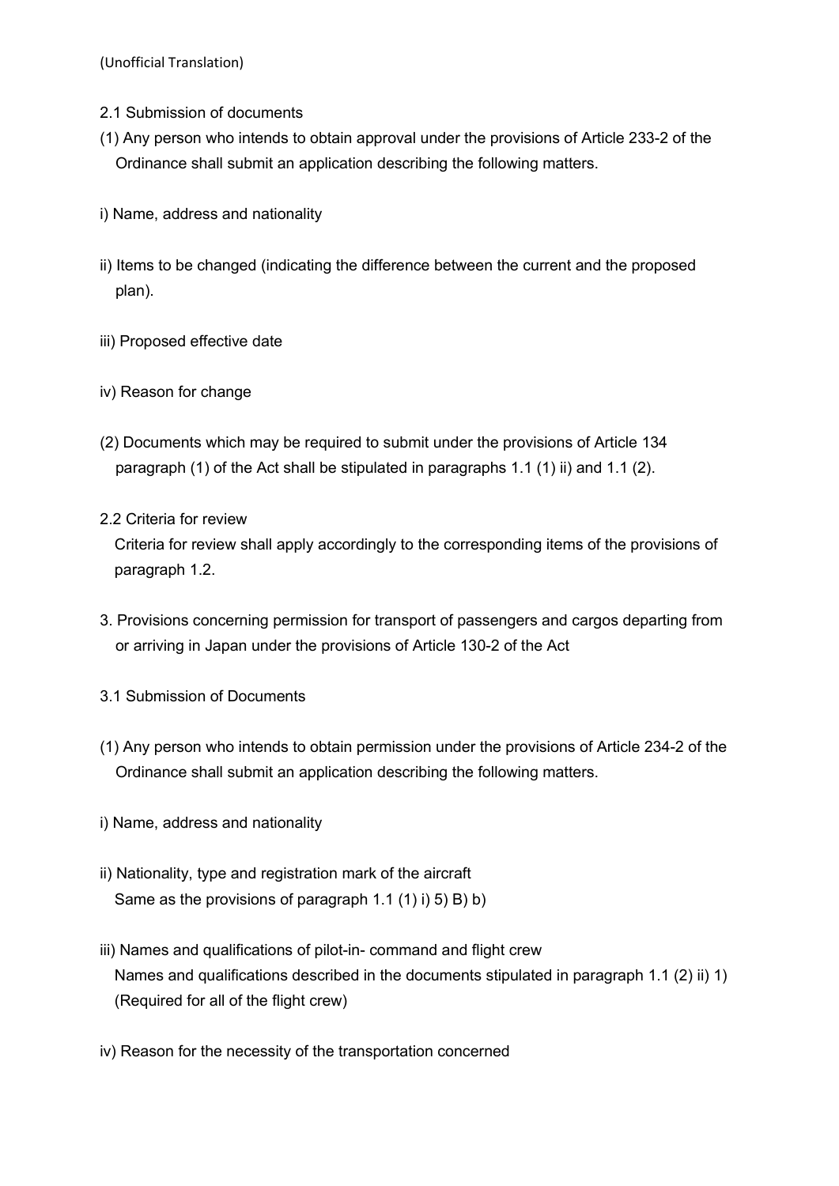(Unofficial Translation)

2.1 Submission of documents

(1) Any person who intends to obtain approval under the provisions of Article 233-2 of the Ordinance shall submit an application describing the following matters.

i) Name, address and nationality

ii) Items to be changed (indicating the difference between the current and the proposed plan).

iii) Proposed effective date

iv) Reason for change

(2) Documents which may be required to submit under the provisions of Article 134 paragraph (1) of the Act shall be stipulated in paragraphs 1.1 (1) ii) and 1.1 (2).

2.2 Criteria for review

Criteria for review shall apply accordingly to the corresponding items of the provisions of paragraph 1.2.

3. Provisions concerning permission for transport of passengers and cargos departing from or arriving in Japan under the provisions of Article 130-2 of the Act

3.1 Submission of Documents

(1) Any person who intends to obtain permission under the provisions of Article 234-2 of the Ordinance shall submit an application describing the following matters.

i) Name, address and nationality

ii) Nationality, type and registration mark of the aircraft
Same as the provisions of paragraph 1.1 (1) i) 5) B) b)

iii) Names and qualifications of pilot-in- command and flight crew
Names and qualifications described in the documents stipulated in paragraph 1.1 (2) ii) 1) (Required for all of the flight crew)

iv) Reason for the necessity of the transportation concerned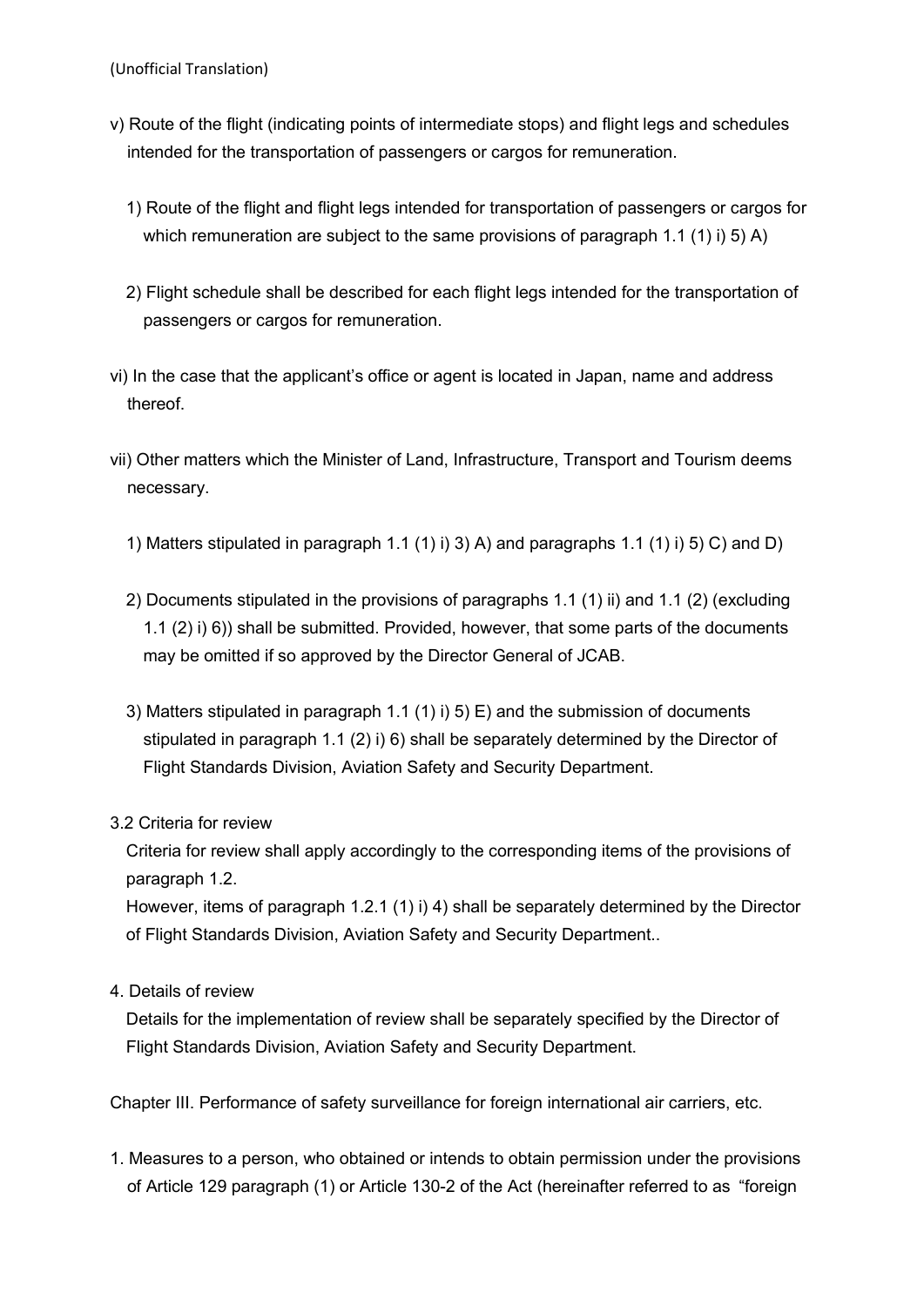(Unofficial Translation)

v) Route of the flight (indicating points of intermediate stops) and flight legs and schedules intended for the transportation of passengers or cargos for remuneration.

1) Route of the flight and flight legs intended for transportation of passengers or cargos for which remuneration are subject to the same provisions of paragraph 1.1 (1) i) 5) A)

2) Flight schedule shall be described for each flight legs intended for the transportation of passengers or cargos for remuneration.

vi) In the case that the applicant's office or agent is located in Japan, name and address thereof.

vii) Other matters which the Minister of Land, Infrastructure, Transport and Tourism deems necessary.

1) Matters stipulated in paragraph 1.1 (1) i) 3) A) and paragraphs 1.1 (1) i) 5) C) and D)

2) Documents stipulated in the provisions of paragraphs 1.1 (1) ii) and 1.1 (2) (excluding 1.1 (2) i) 6)) shall be submitted. Provided, however, that some parts of the documents may be omitted if so approved by the Director General of JCAB.

3) Matters stipulated in paragraph 1.1 (1) i) 5) E) and the submission of documents stipulated in paragraph 1.1 (2) i) 6) shall be separately determined by the Director of Flight Standards Division, Aviation Safety and Security Department.

3.2 Criteria for review

Criteria for review shall apply accordingly to the corresponding items of the provisions of paragraph 1.2.

However, items of paragraph 1.2.1 (1) i) 4) shall be separately determined by the Director of Flight Standards Division, Aviation Safety and Security Department..

4. Details of review

Details for the implementation of review shall be separately specified by the Director of Flight Standards Division, Aviation Safety and Security Department.

Chapter III. Performance of safety surveillance for foreign international air carriers, etc.

1. Measures to a person, who obtained or intends to obtain permission under the provisions of Article 129 paragraph (1) or Article 130-2 of the Act (hereinafter referred to as "foreign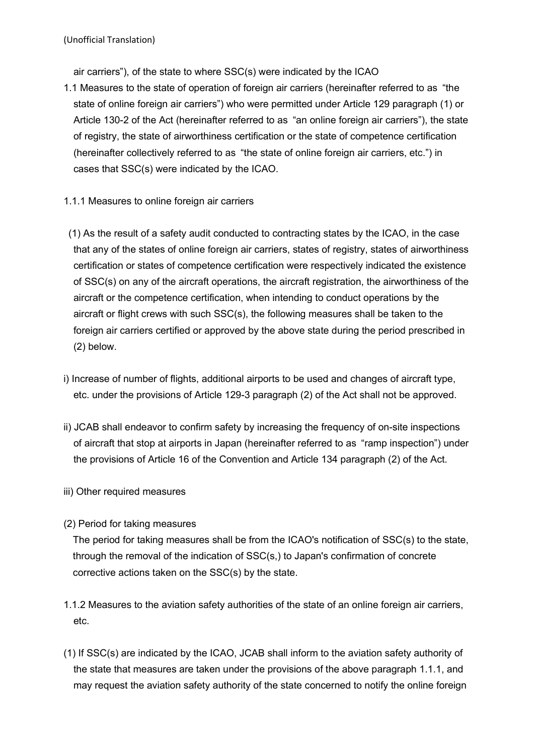(Unofficial Translation)

air carriers"), of the state to where SSC(s) were indicated by the ICAO

1.1 Measures to the state of operation of foreign air carriers (hereinafter referred to as "the state of online foreign air carriers") who were permitted under Article 129 paragraph (1) or Article 130-2 of the Act (hereinafter referred to as "an online foreign air carriers"), the state of registry, the state of airworthiness certification or the state of competence certification (hereinafter collectively referred to as "the state of online foreign air carriers, etc.") in cases that SSC(s) were indicated by the ICAO.

1.1.1 Measures to online foreign air carriers

(1) As the result of a safety audit conducted to contracting states by the ICAO, in the case that any of the states of online foreign air carriers, states of registry, states of airworthiness certification or states of competence certification were respectively indicated the existence of SSC(s) on any of the aircraft operations, the aircraft registration, the airworthiness of the aircraft or the competence certification, when intending to conduct operations by the aircraft or flight crews with such SSC(s), the following measures shall be taken to the foreign air carriers certified or approved by the above state during the period prescribed in (2) below.

i) Increase of number of flights, additional airports to be used and changes of aircraft type, etc. under the provisions of Article 129-3 paragraph (2) of the Act shall not be approved.

ii) JCAB shall endeavor to confirm safety by increasing the frequency of on-site inspections of aircraft that stop at airports in Japan (hereinafter referred to as "ramp inspection") under the provisions of Article 16 of the Convention and Article 134 paragraph (2) of the Act.

iii) Other required measures

(2) Period for taking measures

The period for taking measures shall be from the ICAO's notification of SSC(s) to the state, through the removal of the indication of SSC(s,) to Japan's confirmation of concrete corrective actions taken on the SSC(s) by the state.

1.1.2 Measures to the aviation safety authorities of the state of an online foreign air carriers, etc.

(1) If SSC(s) are indicated by the ICAO, JCAB shall inform to the aviation safety authority of the state that measures are taken under the provisions of the above paragraph 1.1.1, and may request the aviation safety authority of the state concerned to notify the online foreign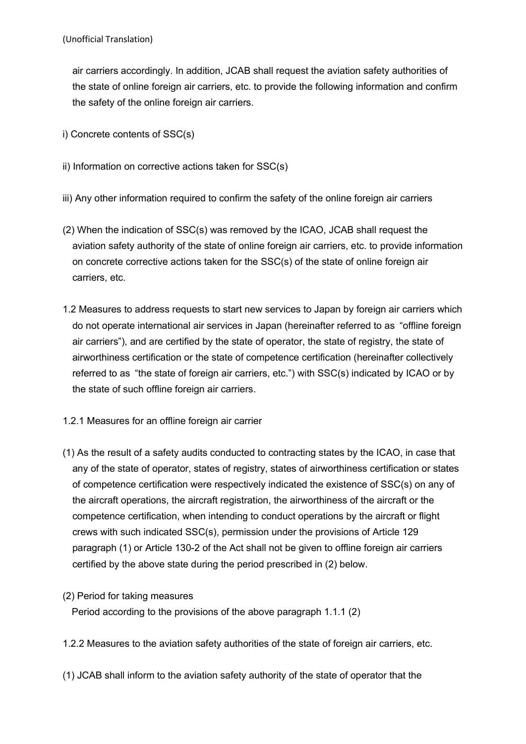air carriers accordingly. In addition, JCAB shall request the aviation safety authorities of the state of online foreign air carriers, etc. to provide the following information and confirm the safety of the online foreign air carriers.

i) Concrete contents of SSC(s)

ii) Information on corrective actions taken for SSC(s)

iii) Any other information required to confirm the safety of the online foreign air carriers

(2) When the indication of SSC(s) was removed by the ICAO, JCAB shall request the aviation safety authority of the state of online foreign air carriers, etc. to provide information on concrete corrective actions taken for the SSC(s) of the state of online foreign air carriers, etc.

1.2 Measures to address requests to start new services to Japan by foreign air carriers which do not operate international air services in Japan (hereinafter referred to as "offline foreign air carriers"), and are certified by the state of operator, the state of registry, the state of airworthiness certification or the state of competence certification (hereinafter collectively referred to as "the state of foreign air carriers, etc.") with SSC(s) indicated by ICAO or by the state of such offline foreign air carriers.

1.2.1 Measures for an offline foreign air carrier

(1) As the result of a safety audits conducted to contracting states by the ICAO, in case that any of the state of operator, states of registry, states of airworthiness certification or states of competence certification were respectively indicated the existence of SSC(s) on any of the aircraft operations, the aircraft registration, the airworthiness of the aircraft or the competence certification, when intending to conduct operations by the aircraft or flight crews with such indicated SSC(s), permission under the provisions of Article 129 paragraph (1) or Article 130-2 of the Act shall not be given to offline foreign air carriers certified by the above state during the period prescribed in (2) below.

(2) Period for taking measures

Period according to the provisions of the above paragraph 1.1.1 (2)

1.2.2 Measures to the aviation safety authorities of the state of foreign air carriers, etc.

(1) JCAB shall inform to the aviation safety authority of the state of operator that the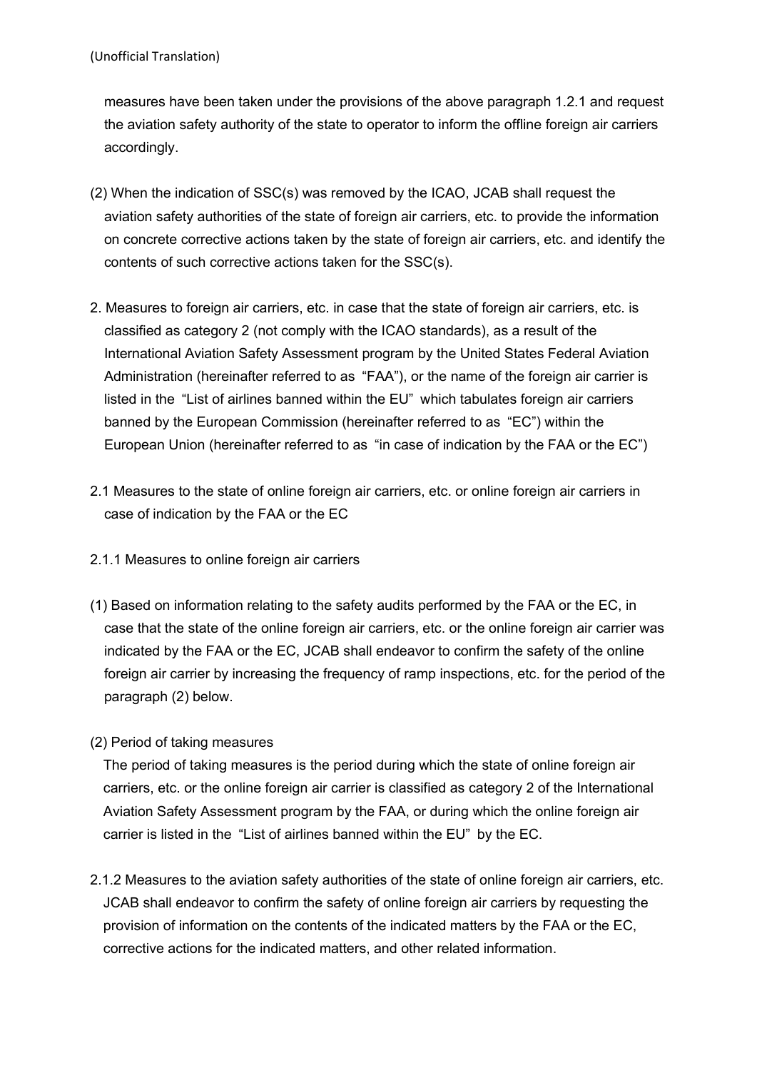(Unofficial Translation)

measures have been taken under the provisions of the above paragraph 1.2.1 and request the aviation safety authority of the state to operator to inform the offline foreign air carriers accordingly.

(2) When the indication of SSC(s) was removed by the ICAO, JCAB shall request the aviation safety authorities of the state of foreign air carriers, etc. to provide the information on concrete corrective actions taken by the state of foreign air carriers, etc. and identify the contents of such corrective actions taken for the SSC(s).

2. Measures to foreign air carriers, etc. in case that the state of foreign air carriers, etc. is classified as category 2 (not comply with the ICAO standards), as a result of the International Aviation Safety Assessment program by the United States Federal Aviation Administration (hereinafter referred to as "FAA"), or the name of the foreign air carrier is listed in the "List of airlines banned within the EU" which tabulates foreign air carriers banned by the European Commission (hereinafter referred to as "EC") within the European Union (hereinafter referred to as "in case of indication by the FAA or the EC")

2.1 Measures to the state of online foreign air carriers, etc. or online foreign air carriers in case of indication by the FAA or the EC

2.1.1 Measures to online foreign air carriers

(1) Based on information relating to the safety audits performed by the FAA or the EC, in case that the state of the online foreign air carriers, etc. or the online foreign air carrier was indicated by the FAA or the EC, JCAB shall endeavor to confirm the safety of the online foreign air carrier by increasing the frequency of ramp inspections, etc. for the period of the paragraph (2) below.

(2) Period of taking measures

The period of taking measures is the period during which the state of online foreign air carriers, etc. or the online foreign air carrier is classified as category 2 of the International Aviation Safety Assessment program by the FAA, or during which the online foreign air carrier is listed in the "List of airlines banned within the EU" by the EC.

2.1.2 Measures to the aviation safety authorities of the state of online foreign air carriers, etc.

JCAB shall endeavor to confirm the safety of online foreign air carriers by requesting the provision of information on the contents of the indicated matters by the FAA or the EC, corrective actions for the indicated matters, and other related information.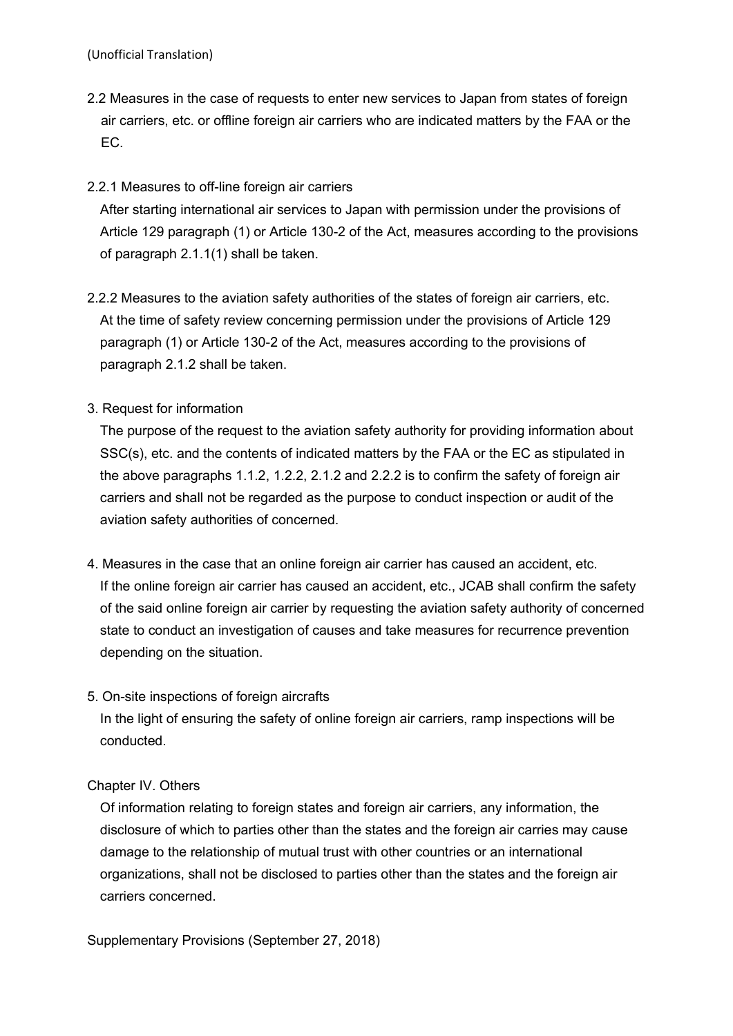(Unofficial Translation)

2.2 Measures in the case of requests to enter new services to Japan from states of foreign air carriers, etc. or offline foreign air carriers who are indicated matters by the FAA or the EC.

2.2.1 Measures to off-line foreign air carriers

After starting international air services to Japan with permission under the provisions of Article 129 paragraph (1) or Article 130-2 of the Act, measures according to the provisions of paragraph 2.1.1(1) shall be taken.

2.2.2 Measures to the aviation safety authorities of the states of foreign air carriers, etc.

At the time of safety review concerning permission under the provisions of Article 129 paragraph (1) or Article 130-2 of the Act, measures according to the provisions of paragraph 2.1.2 shall be taken.

3. Request for information

The purpose of the request to the aviation safety authority for providing information about SSC(s), etc. and the contents of indicated matters by the FAA or the EC as stipulated in the above paragraphs 1.1.2, 1.2.2, 2.1.2 and 2.2.2 is to confirm the safety of foreign air carriers and shall not be regarded as the purpose to conduct inspection or audit of the aviation safety authorities of concerned.

4. Measures in the case that an online foreign air carrier has caused an accident, etc.

If the online foreign air carrier has caused an accident, etc., JCAB shall confirm the safety of the said online foreign air carrier by requesting the aviation safety authority of concerned state to conduct an investigation of causes and take measures for recurrence prevention depending on the situation.

5. On-site inspections of foreign aircrafts

In the light of ensuring the safety of online foreign air carriers, ramp inspections will be conducted.

Chapter IV. Others

Of information relating to foreign states and foreign air carriers, any information, the disclosure of which to parties other than the states and the foreign air carries may cause damage to the relationship of mutual trust with other countries or an international organizations, shall not be disclosed to parties other than the states and the foreign air carriers concerned.

Supplementary Provisions (September 27, 2018)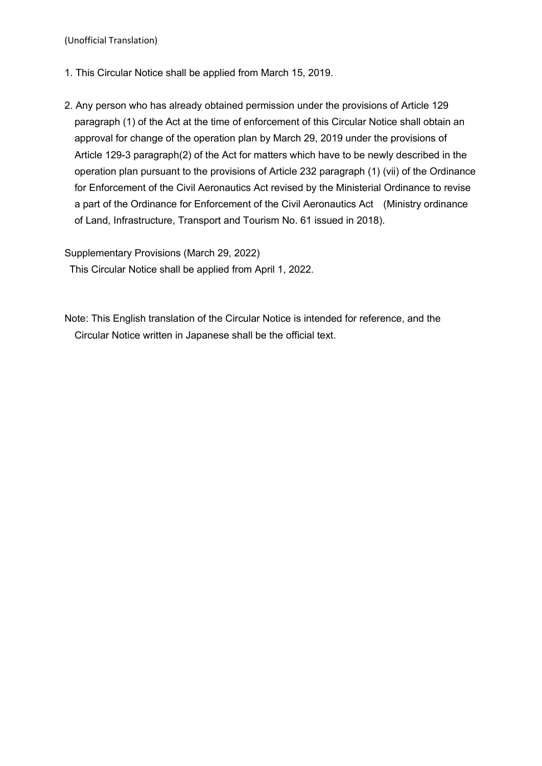(Unofficial Translation)

1. This Circular Notice shall be applied from March 15, 2019.

2. Any person who has already obtained permission under the provisions of Article 129 paragraph (1) of the Act at the time of enforcement of this Circular Notice shall obtain an approval for change of the operation plan by March 29, 2019 under the provisions of Article 129-3 paragraph(2) of the Act for matters which have to be newly described in the operation plan pursuant to the provisions of Article 232 paragraph (1) (vii) of the Ordinance for Enforcement of the Civil Aeronautics Act revised by the Ministerial Ordinance to revise a part of the Ordinance for Enforcement of the Civil Aeronautics Act (Ministry ordinance of Land, Infrastructure, Transport and Tourism No. 61 issued in 2018).

Supplementary Provisions (March 29, 2022)

This Circular Notice shall be applied from April 1, 2022.

Note: This English translation of the Circular Notice is intended for reference, and the Circular Notice written in Japanese shall be the official text.